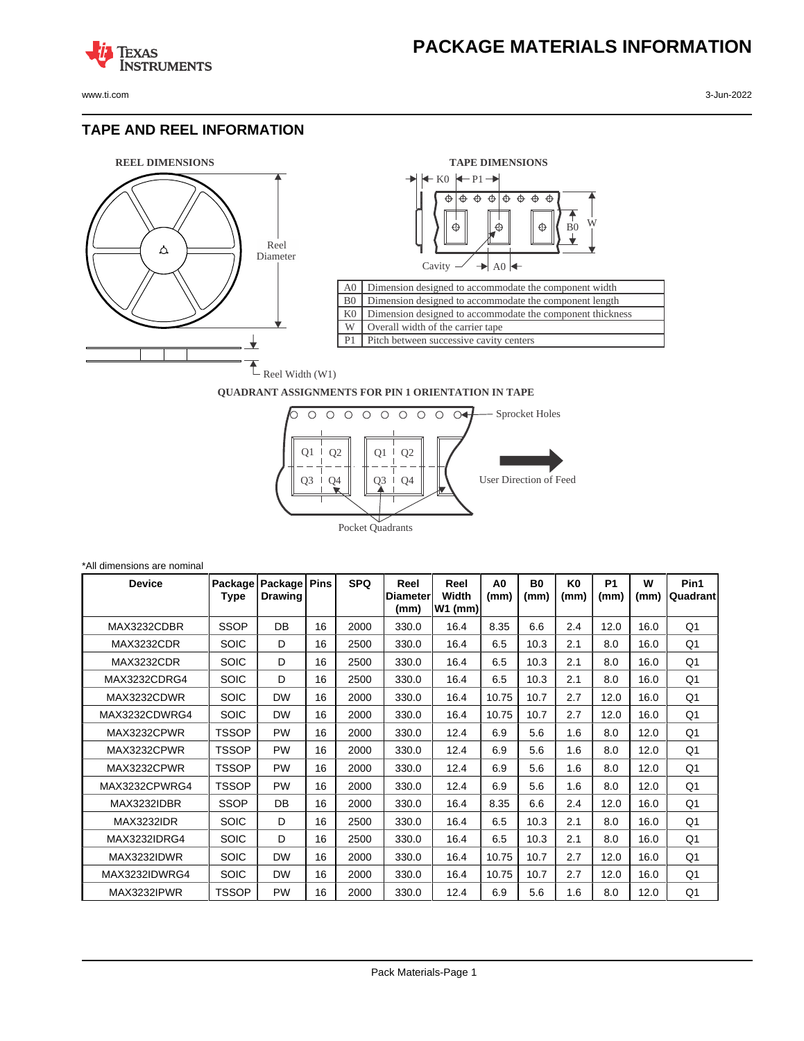# PACKAGE MATERIALS INFORMATION

## TAPE AND REEL INFORMATION

**REEL DIMENSIONS**

Reel Diameter

Reel Width (W1)

**TAPE DIMENSIONS**

| | |
|---|---|
| A0 | Dimension designed to accommodate the component width |
| B0 | Dimension designed to accommodate the component length |
| K0 | Dimension designed to accommodate the component thickness |
| W | Overall width of the carrier tape |
| P1 | Pitch between successive cavity centers |

**QUADRANT ASSIGNMENTS FOR PIN 1 ORIENTATION IN TAPE**

Sprocket Holes

User Direction of Feed

Pocket Quadrants

*All dimensions are nominal

| Device | Package Type | Package Drawing | Pins | SPQ | Reel Diameter (mm) | Reel Width W1 (mm) | A0 (mm) | B0 (mm) | K0 (mm) | P1 (mm) | W (mm) | Pin1 Quadrant |
|---|---|---|---|---|---|---|---|---|---|---|---|---|
| MAX3232CDBR | SSOP | DB | 16 | 2000 | 330.0 | 16.4 | 8.35 | 6.6 | 2.4 | 12.0 | 16.0 | Q1 |
| MAX3232CDR | SOIC | D | 16 | 2500 | 330.0 | 16.4 | 6.5 | 10.3 | 2.1 | 8.0 | 16.0 | Q1 |
| MAX3232CDR | SOIC | D | 16 | 2500 | 330.0 | 16.4 | 6.5 | 10.3 | 2.1 | 8.0 | 16.0 | Q1 |
| MAX3232CDRG4 | SOIC | D | 16 | 2500 | 330.0 | 16.4 | 6.5 | 10.3 | 2.1 | 8.0 | 16.0 | Q1 |
| MAX3232CDWR | SOIC | DW | 16 | 2000 | 330.0 | 16.4 | 10.75 | 10.7 | 2.7 | 12.0 | 16.0 | Q1 |
| MAX3232CDWRG4 | SOIC | DW | 16 | 2000 | 330.0 | 16.4 | 10.75 | 10.7 | 2.7 | 12.0 | 16.0 | Q1 |
| MAX3232CPWR | TSSOP | PW | 16 | 2000 | 330.0 | 12.4 | 6.9 | 5.6 | 1.6 | 8.0 | 12.0 | Q1 |
| MAX3232CPWR | TSSOP | PW | 16 | 2000 | 330.0 | 12.4 | 6.9 | 5.6 | 1.6 | 8.0 | 12.0 | Q1 |
| MAX3232CPWR | TSSOP | PW | 16 | 2000 | 330.0 | 12.4 | 6.9 | 5.6 | 1.6 | 8.0 | 12.0 | Q1 |
| MAX3232CPWRG4 | TSSOP | PW | 16 | 2000 | 330.0 | 12.4 | 6.9 | 5.6 | 1.6 | 8.0 | 12.0 | Q1 |
| MAX3232IDBR | SSOP | DB | 16 | 2000 | 330.0 | 16.4 | 8.35 | 6.6 | 2.4 | 12.0 | 16.0 | Q1 |
| MAX3232IDR | SOIC | D | 16 | 2500 | 330.0 | 16.4 | 6.5 | 10.3 | 2.1 | 8.0 | 16.0 | Q1 |
| MAX3232IDRG4 | SOIC | D | 16 | 2500 | 330.0 | 16.4 | 6.5 | 10.3 | 2.1 | 8.0 | 16.0 | Q1 |
| MAX3232IDWR | SOIC | DW | 16 | 2000 | 330.0 | 16.4 | 10.75 | 10.7 | 2.7 | 12.0 | 16.0 | Q1 |
| MAX3232IDWRG4 | SOIC | DW | 16 | 2000 | 330.0 | 16.4 | 10.75 | 10.7 | 2.7 | 12.0 | 16.0 | Q1 |
| MAX3232IPWR | TSSOP | PW | 16 | 2000 | 330.0 | 12.4 | 6.9 | 5.6 | 1.6 | 8.0 | 12.0 | Q1 |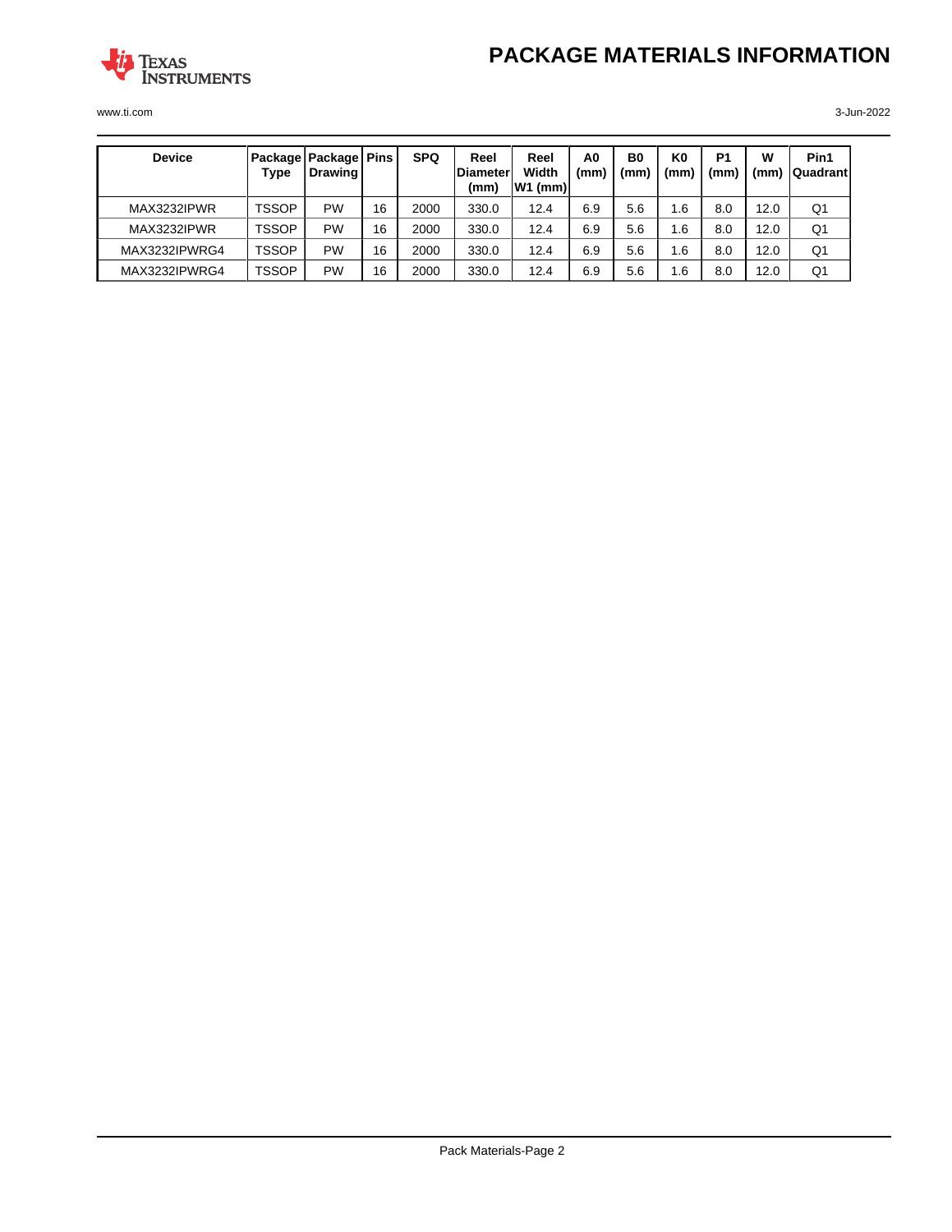| Device | Package Type | Package Drawing | Pins | SPQ | Reel Diameter (mm) | Reel Width W1 (mm) | A0 (mm) | B0 (mm) | K0 (mm) | P1 (mm) | W (mm) | Pin1 Quadrant |
|---|---|---|---|---|---|---|---|---|---|---|---|---|
| MAX3232IPWR | TSSOP | PW | 16 | 2000 | 330.0 | 12.4 | 6.9 | 5.6 | 1.6 | 8.0 | 12.0 | Q1 |
| MAX3232IPWR | TSSOP | PW | 16 | 2000 | 330.0 | 12.4 | 6.9 | 5.6 | 1.6 | 8.0 | 12.0 | Q1 |
| MAX3232IPWRG4 | TSSOP | PW | 16 | 2000 | 330.0 | 12.4 | 6.9 | 5.6 | 1.6 | 8.0 | 12.0 | Q1 |
| MAX3232IPWRG4 | TSSOP | PW | 16 | 2000 | 330.0 | 12.4 | 6.9 | 5.6 | 1.6 | 8.0 | 12.0 | Q1 |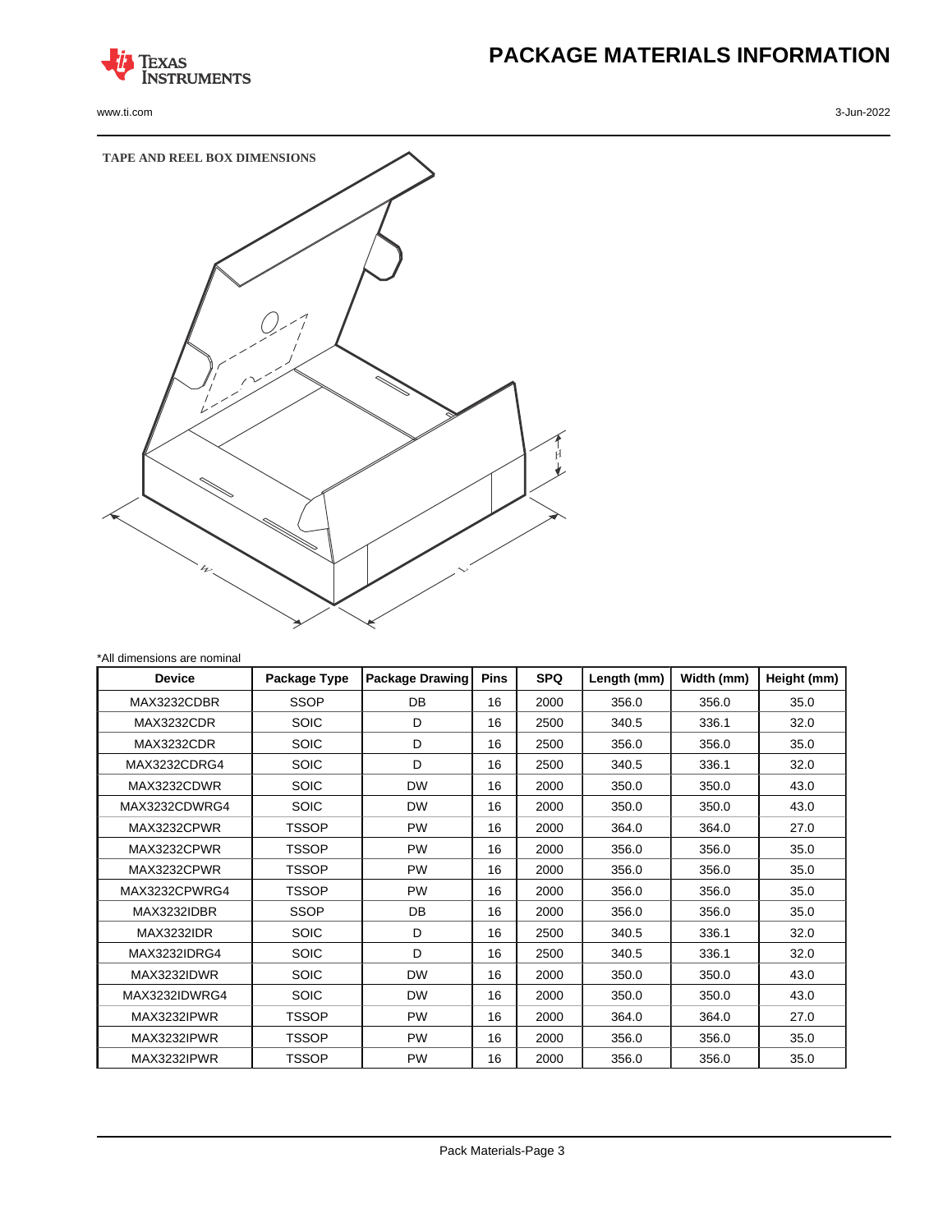# PACKAGE MATERIALS INFORMATION

**TAPE AND REEL BOX DIMENSIONS**

*All dimensions are nominal

| Device | Package Type | Package Drawing | Pins | SPQ | Length (mm) | Width (mm) | Height (mm) |
|---|---|---|---|---|---|---|---|
| MAX3232CDBR | SSOP | DB | 16 | 2000 | 356.0 | 356.0 | 35.0 |
| MAX3232CDR | SOIC | D | 16 | 2500 | 340.5 | 336.1 | 32.0 |
| MAX3232CDR | SOIC | D | 16 | 2500 | 356.0 | 356.0 | 35.0 |
| MAX3232CDRG4 | SOIC | D | 16 | 2500 | 340.5 | 336.1 | 32.0 |
| MAX3232CDWR | SOIC | DW | 16 | 2000 | 350.0 | 350.0 | 43.0 |
| MAX3232CDWRG4 | SOIC | DW | 16 | 2000 | 350.0 | 350.0 | 43.0 |
| MAX3232CPWR | TSSOP | PW | 16 | 2000 | 364.0 | 364.0 | 27.0 |
| MAX3232CPWR | TSSOP | PW | 16 | 2000 | 356.0 | 356.0 | 35.0 |
| MAX3232CPWR | TSSOP | PW | 16 | 2000 | 356.0 | 356.0 | 35.0 |
| MAX3232CPWRG4 | TSSOP | PW | 16 | 2000 | 356.0 | 356.0 | 35.0 |
| MAX3232IDBR | SSOP | DB | 16 | 2000 | 356.0 | 356.0 | 35.0 |
| MAX3232IDR | SOIC | D | 16 | 2500 | 340.5 | 336.1 | 32.0 |
| MAX3232IDRG4 | SOIC | D | 16 | 2500 | 340.5 | 336.1 | 32.0 |
| MAX3232IDWR | SOIC | DW | 16 | 2000 | 350.0 | 350.0 | 43.0 |
| MAX3232IDWRG4 | SOIC | DW | 16 | 2000 | 350.0 | 350.0 | 43.0 |
| MAX3232IPWR | TSSOP | PW | 16 | 2000 | 364.0 | 364.0 | 27.0 |
| MAX3232IPWR | TSSOP | PW | 16 | 2000 | 356.0 | 356.0 | 35.0 |
| MAX3232IPWR | TSSOP | PW | 16 | 2000 | 356.0 | 356.0 | 35.0 |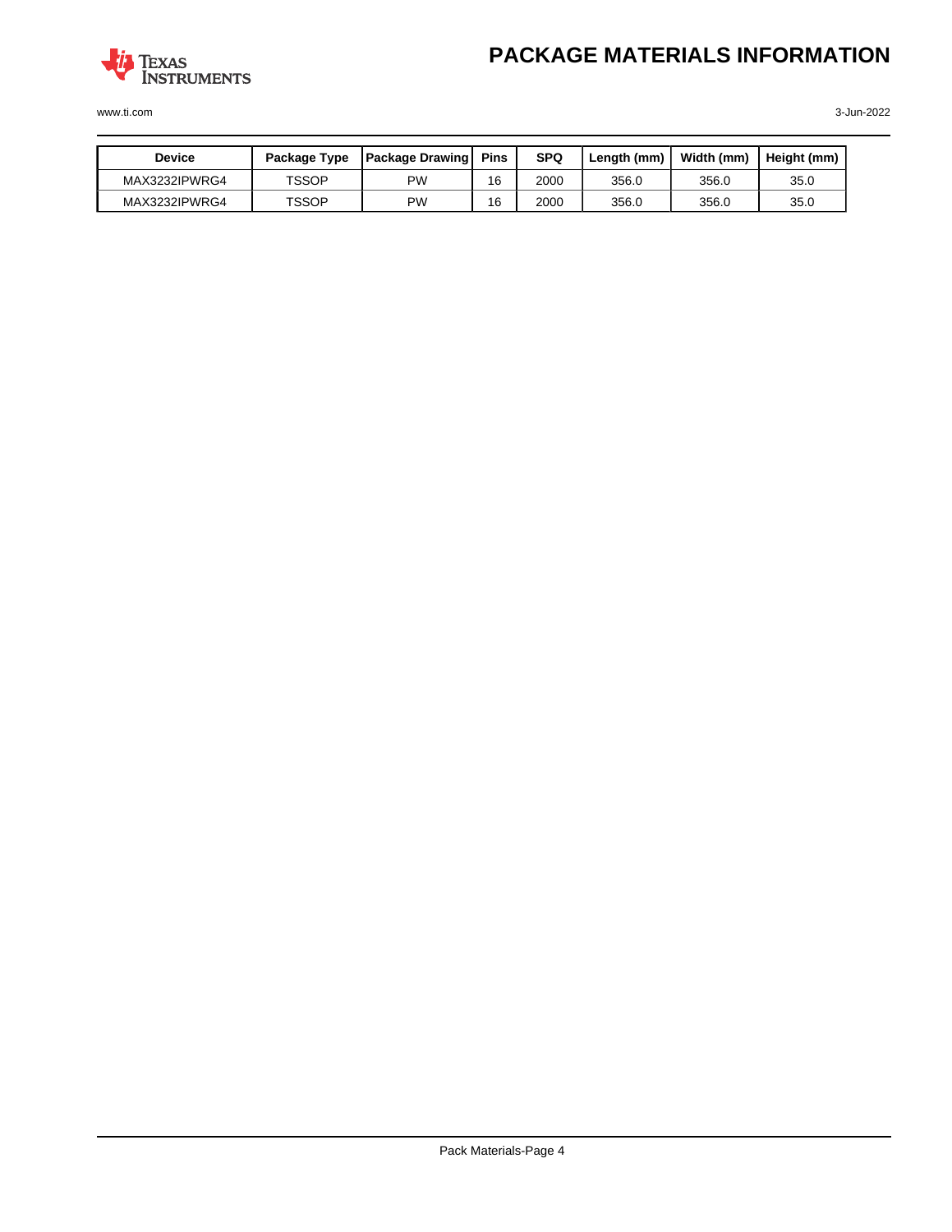| Device | Package Type | Package Drawing | Pins | SPQ | Length (mm) | Width (mm) | Height (mm) |
|---|---|---|---|---|---|---|---|
| MAX3232IPWRG4 | TSSOP | PW | 16 | 2000 | 356.0 | 356.0 | 35.0 |
| MAX3232IPWRG4 | TSSOP | PW | 16 | 2000 | 356.0 | 356.0 | 35.0 |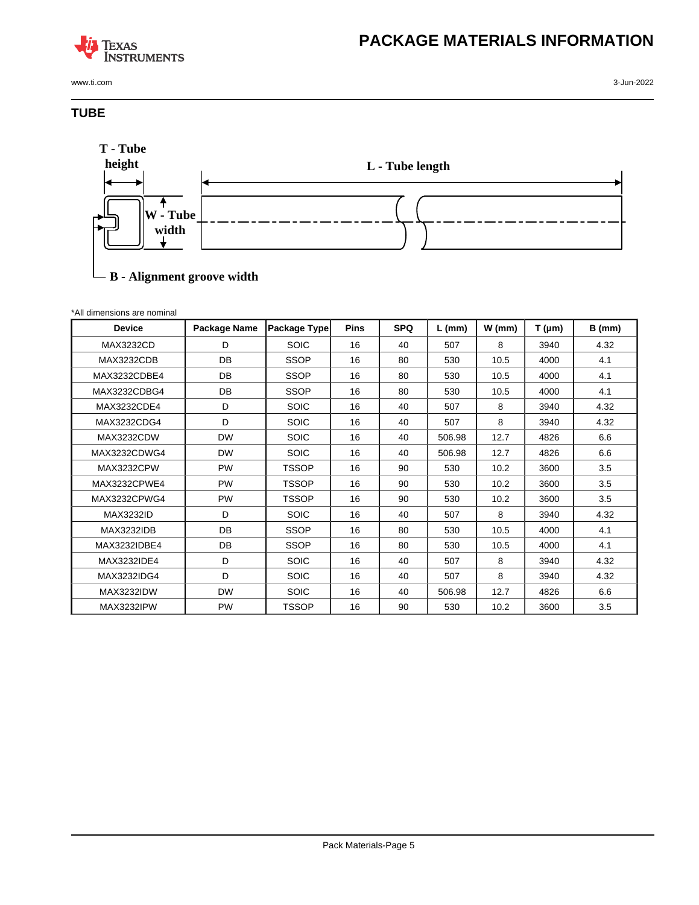## TUBE

T - Tube height

L - Tube length

W - Tube width

B - Alignment groove width

*All dimensions are nominal

| Device | Package Name | Package Type | Pins | SPQ | L (mm) | W (mm) | T (µm) | B (mm) |
|---|---|---|---|---|---|---|---|---|
| MAX3232CD | D | SOIC | 16 | 40 | 507 | 8 | 3940 | 4.32 |
| MAX3232CDB | DB | SSOP | 16 | 80 | 530 | 10.5 | 4000 | 4.1 |
| MAX3232CDBE4 | DB | SSOP | 16 | 80 | 530 | 10.5 | 4000 | 4.1 |
| MAX3232CDBG4 | DB | SSOP | 16 | 80 | 530 | 10.5 | 4000 | 4.1 |
| MAX3232CDE4 | D | SOIC | 16 | 40 | 507 | 8 | 3940 | 4.32 |
| MAX3232CDG4 | D | SOIC | 16 | 40 | 507 | 8 | 3940 | 4.32 |
| MAX3232CDW | DW | SOIC | 16 | 40 | 506.98 | 12.7 | 4826 | 6.6 |
| MAX3232CDWG4 | DW | SOIC | 16 | 40 | 506.98 | 12.7 | 4826 | 6.6 |
| MAX3232CPW | PW | TSSOP | 16 | 90 | 530 | 10.2 | 3600 | 3.5 |
| MAX3232CPWE4 | PW | TSSOP | 16 | 90 | 530 | 10.2 | 3600 | 3.5 |
| MAX3232CPWG4 | PW | TSSOP | 16 | 90 | 530 | 10.2 | 3600 | 3.5 |
| MAX3232ID | D | SOIC | 16 | 40 | 507 | 8 | 3940 | 4.32 |
| MAX3232IDB | DB | SSOP | 16 | 80 | 530 | 10.5 | 4000 | 4.1 |
| MAX3232IDBE4 | DB | SSOP | 16 | 80 | 530 | 10.5 | 4000 | 4.1 |
| MAX3232IDE4 | D | SOIC | 16 | 40 | 507 | 8 | 3940 | 4.32 |
| MAX3232IDG4 | D | SOIC | 16 | 40 | 507 | 8 | 3940 | 4.32 |
| MAX3232IDW | DW | SOIC | 16 | 40 | 506.98 | 12.7 | 4826 | 6.6 |
| MAX3232IPW | PW | TSSOP | 16 | 90 | 530 | 10.2 | 3600 | 3.5 |